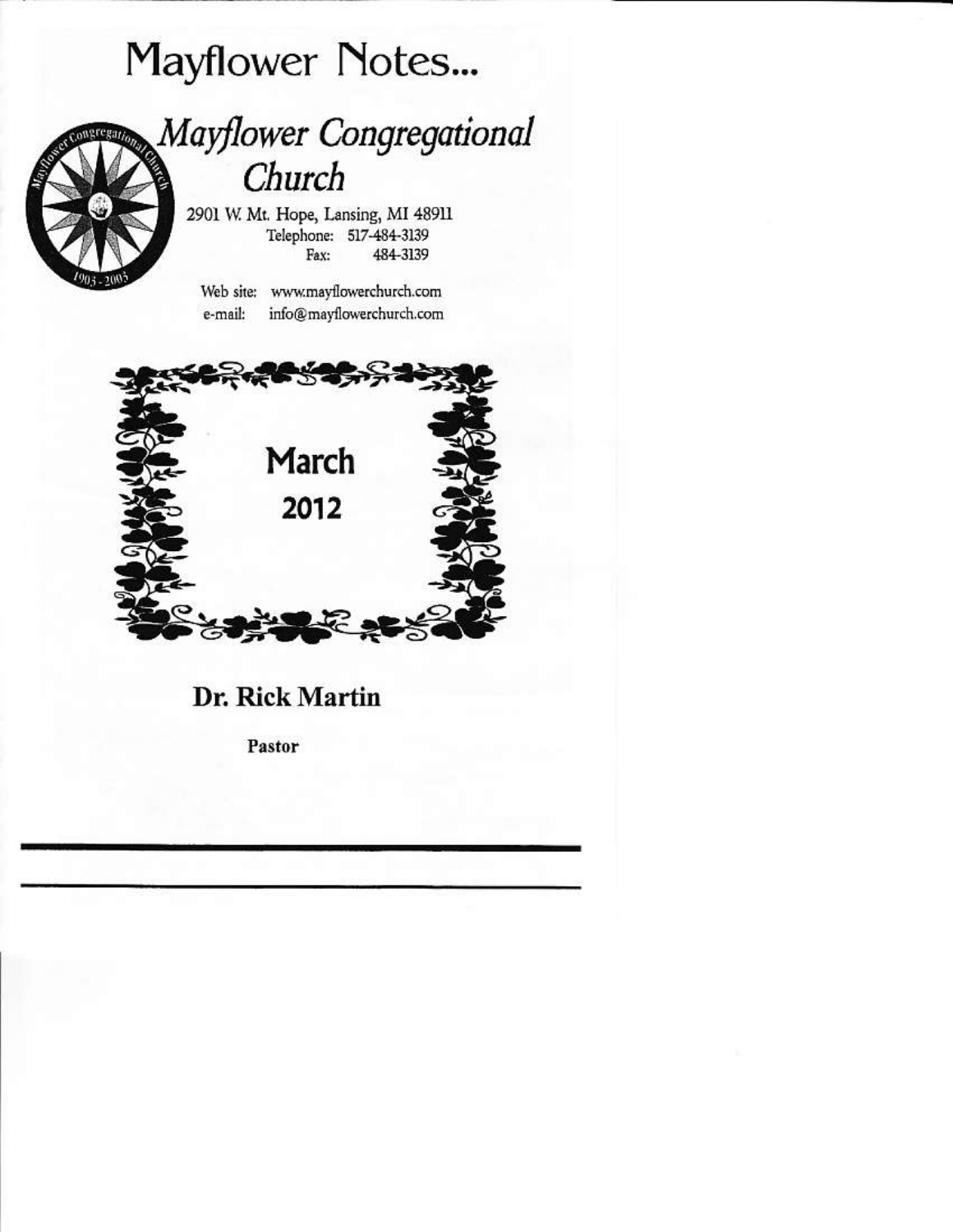# Mayflower Notes...

## *Mayflower Congregational Church*

2901 W. Mt. Hope, Lansing, MI 48911

Telephone: 517-484-3139

Fax: 484-3139

Web site: www.mayflowerchurch.com

e-mail: info@mayflowerchurch.com

**March**

**2012**

**Dr. Rick Martin**

**Pastor**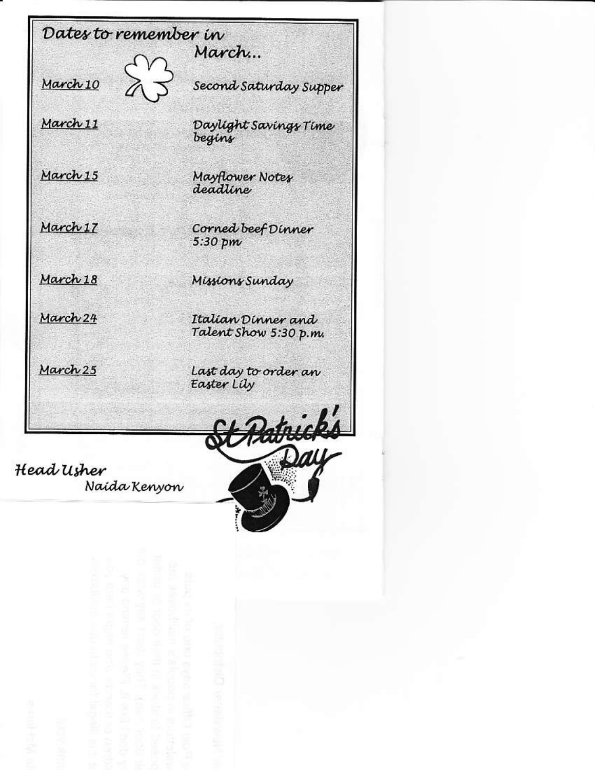## Dates to remember in March...

| | |
|---|---|
| March 10 | Second Saturday Supper |
| March 11 | Daylight Savings Time begins |
| March 15 | Mayflower Notes deadline |
| March 17 | Corned beef Dinner 5:30 pm |
| March 18 | Missions Sunday |
| March 24 | Italian Dinner and Talent Show 5:30 p.m. |
| March 25 | Last day to order an Easter Lily |

St Patrick's Day

Head Usher
Naida Kenyon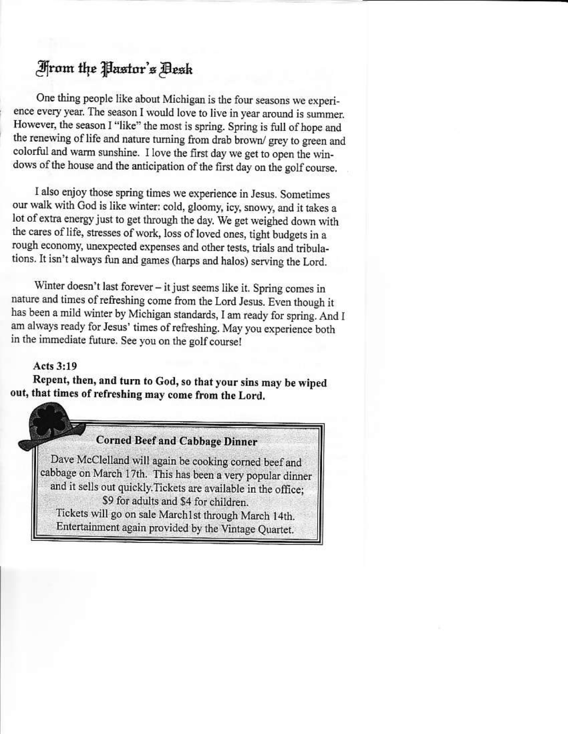## From the Pastor's Desk

One thing people like about Michigan is the four seasons we experience every year. The season I would love to live in year around is summer. However, the season I "like" the most is spring. Spring is full of hope and the renewing of life and nature turning from drab brown/ grey to green and colorful and warm sunshine. I love the first day we get to open the windows of the house and the anticipation of the first day on the golf course.

I also enjoy those spring times we experience in Jesus. Sometimes our walk with God is like winter: cold, gloomy, icy, snowy, and it takes a lot of extra energy just to get through the day. We get weighed down with the cares of life, stresses of work, loss of loved ones, tight budgets in a rough economy, unexpected expenses and other tests, trials and tribulations. It isn't always fun and games (harps and halos) serving the Lord.

Winter doesn't last forever – it just seems like it. Spring comes in nature and times of refreshing come from the Lord Jesus. Even though it has been a mild winter by Michigan standards, I am ready for spring. And I am always ready for Jesus' times of refreshing. May you experience both in the immediate future. See you on the golf course!

**Acts 3:19**

**Repent, then, and turn to God, so that your sins may be wiped out, that times of refreshing may come from the Lord.**

**Corned Beef and Cabbage Dinner**

Dave McClelland will again be cooking corned beef and cabbage on March 17th. This has been a very popular dinner and it sells out quickly.Tickets are available in the office; $9 for adults and $4 for children.
Tickets will go on sale March1st through March 14th.
Entertainment again provided by the Vintage Quartet.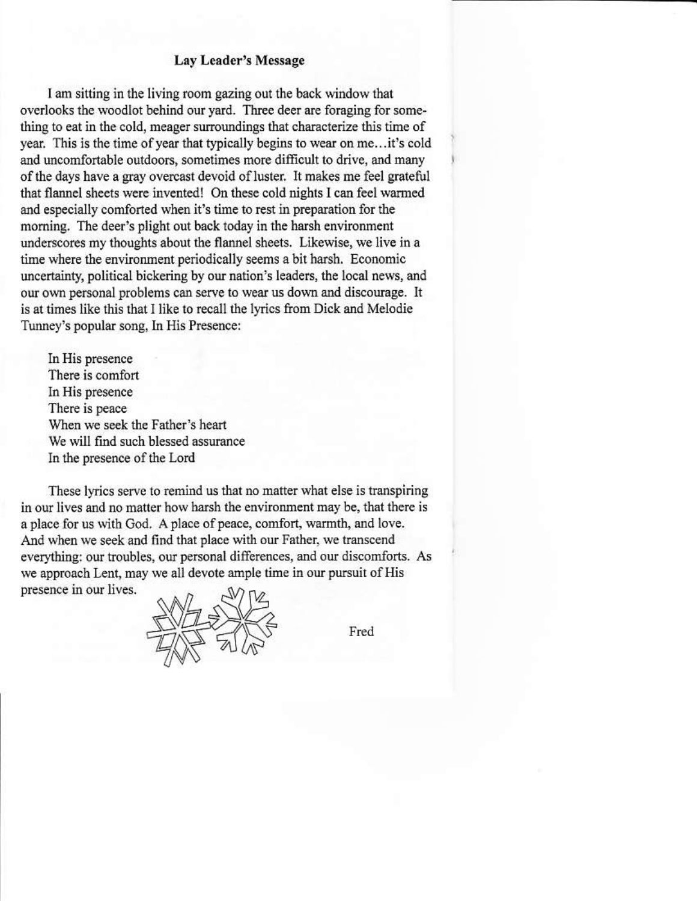## Lay Leader's Message

I am sitting in the living room gazing out the back window that overlooks the woodlot behind our yard. Three deer are foraging for something to eat in the cold, meager surroundings that characterize this time of year. This is the time of year that typically begins to wear on me…it's cold and uncomfortable outdoors, sometimes more difficult to drive, and many of the days have a gray overcast devoid of luster. It makes me feel grateful that flannel sheets were invented! On these cold nights I can feel warmed and especially comforted when it's time to rest in preparation for the morning. The deer's plight out back today in the harsh environment underscores my thoughts about the flannel sheets. Likewise, we live in a time where the environment periodically seems a bit harsh. Economic uncertainty, political bickering by our nation's leaders, the local news, and our own personal problems can serve to wear us down and discourage. It is at times like this that I like to recall the lyrics from Dick and Melodie Tunney's popular song, In His Presence:

> In His presence
> There is comfort
> In His presence
> There is peace
> When we seek the Father's heart
> We will find such blessed assurance
> In the presence of the Lord

These lyrics serve to remind us that no matter what else is transpiring in our lives and no matter how harsh the environment may be, that there is a place for us with God. A place of peace, comfort, warmth, and love. And when we seek and find that place with our Father, we transcend everything: our troubles, our personal differences, and our discomforts. As we approach Lent, may we all devote ample time in our pursuit of His presence in our lives.

Fred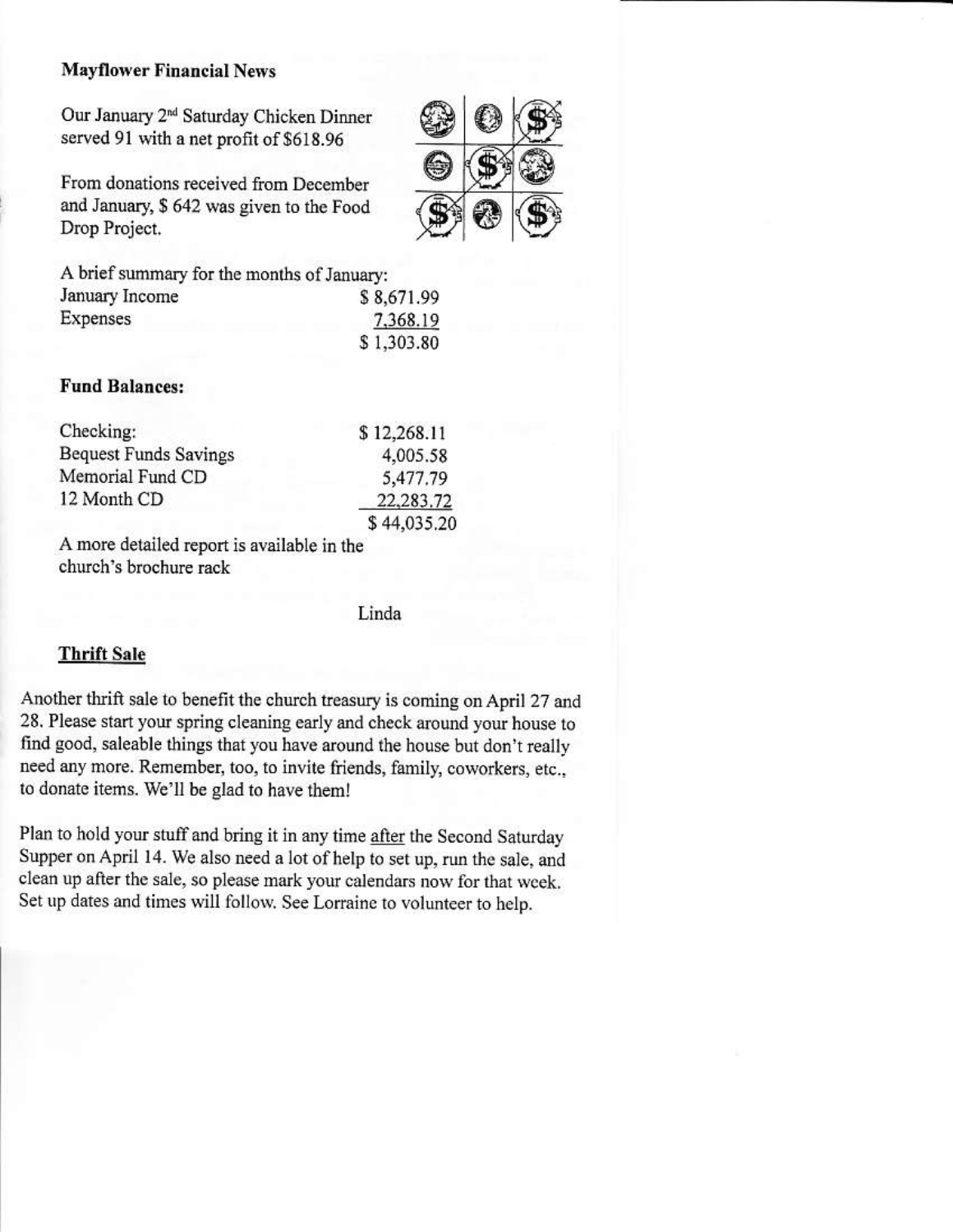**Mayflower Financial News**

Our January 2nd Saturday Chicken Dinner served 91 with a net profit of $618.96

From donations received from December and January, $ 642 was given to the Food Drop Project.

A brief summary for the months of January:

| | |
|---|---|
| January Income | $ 8,671.99 |
| Expenses | 7,368.19 |
| | $ 1,303.80 |

**Fund Balances:**

| | |
|---|---|
| Checking: | $ 12,268.11 |
| Bequest Funds Savings | 4,005.58 |
| Memorial Fund CD | 5,477.79 |
| 12 Month CD | 22,283.72 |
| | $ 44,035.20 |

A more detailed report is available in the church's brochure rack

Linda

**Thrift Sale**

Another thrift sale to benefit the church treasury is coming on April 27 and 28. Please start your spring cleaning early and check around your house to find good, saleable things that you have around the house but don't really need any more. Remember, too, to invite friends, family, coworkers, etc., to donate items. We'll be glad to have them!

Plan to hold your stuff and bring it in any time after the Second Saturday Supper on April 14. We also need a lot of help to set up, run the sale, and clean up after the sale, so please mark your calendars now for that week. Set up dates and times will follow. See Lorraine to volunteer to help.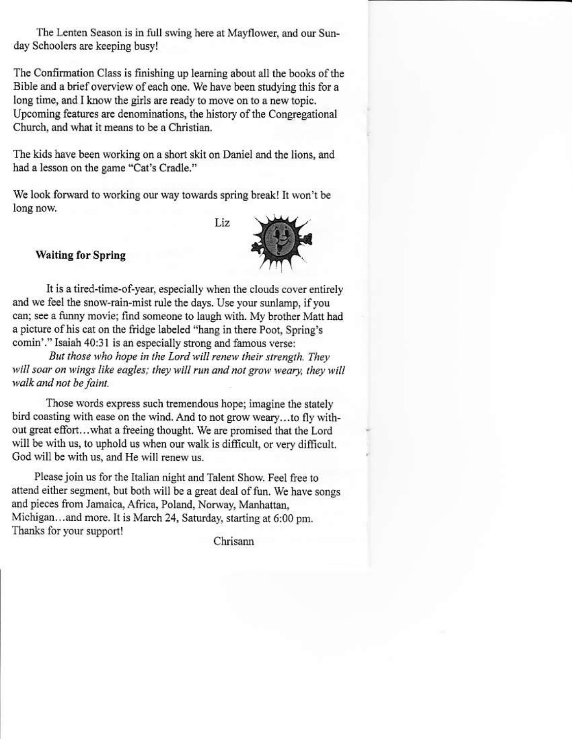The Lenten Season is in full swing here at Mayflower, and our Sunday Schoolers are keeping busy!

The Confirmation Class is finishing up learning about all the books of the Bible and a brief overview of each one. We have been studying this for a long time, and I know the girls are ready to move on to a new topic. Upcoming features are denominations, the history of the Congregational Church, and what it means to be a Christian.

The kids have been working on a short skit on Daniel and the lions, and had a lesson on the game "Cat's Cradle."

We look forward to working our way towards spring break! It won't be long now.

Liz

**Waiting for Spring**

It is a tired-time-of-year, especially when the clouds cover entirely and we feel the snow-rain-mist rule the days. Use your sunlamp, if you can; see a funny movie; find someone to laugh with. My brother Matt had a picture of his cat on the fridge labeled "hang in there Poot, Spring's comin'." Isaiah 40:31 is an especially strong and famous verse:

*But those who hope in the Lord will renew their strength. They will soar on wings like eagles; they will run and not grow weary, they will walk and not be faint.*

Those words express such tremendous hope; imagine the stately bird coasting with ease on the wind. And to not grow weary...to fly without great effort...what a freeing thought. We are promised that the Lord will be with us, to uphold us when our walk is difficult, or very difficult. God will be with us, and He will renew us.

Please join us for the Italian night and Talent Show. Feel free to attend either segment, but both will be a great deal of fun. We have songs and pieces from Jamaica, Africa, Poland, Norway, Manhattan, Michigan...and more. It is March 24, Saturday, starting at 6:00 pm. Thanks for your support!

Chrisann